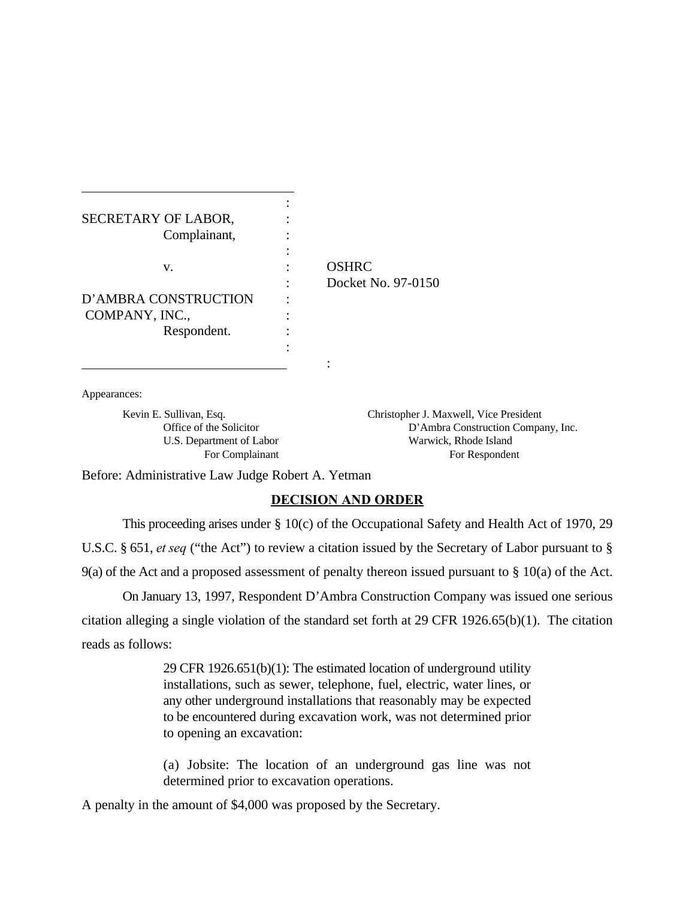SECRETARY OF LABOR,
Complainant,

v.

D'AMBRA CONSTRUCTION COMPANY, INC.,
Respondent.

OSHRC
Docket No. 97-0150

Appearances:

Kevin E. Sullivan, Esq.
Office of the Solicitor
U.S. Department of Labor
For Complainant

Christopher J. Maxwell, Vice President
D'Ambra Construction Company, Inc.
Warwick, Rhode Island
For Respondent

Before: Administrative Law Judge Robert A. Yetman

## DECISION AND ORDER

This proceeding arises under § 10(c) of the Occupational Safety and Health Act of 1970, 29 U.S.C. § 651, *et seq* ("the Act") to review a citation issued by the Secretary of Labor pursuant to § 9(a) of the Act and a proposed assessment of penalty thereon issued pursuant to § 10(a) of the Act.

On January 13, 1997, Respondent D'Ambra Construction Company was issued one serious citation alleging a single violation of the standard set forth at 29 CFR 1926.65(b)(1). The citation reads as follows:

> 29 CFR 1926.651(b)(1): The estimated location of underground utility installations, such as sewer, telephone, fuel, electric, water lines, or any other underground installations that reasonably may be expected to be encountered during excavation work, was not determined prior to opening an excavation:
>
> (a) Jobsite: The location of an underground gas line was not determined prior to excavation operations.

A penalty in the amount of $4,000 was proposed by the Secretary.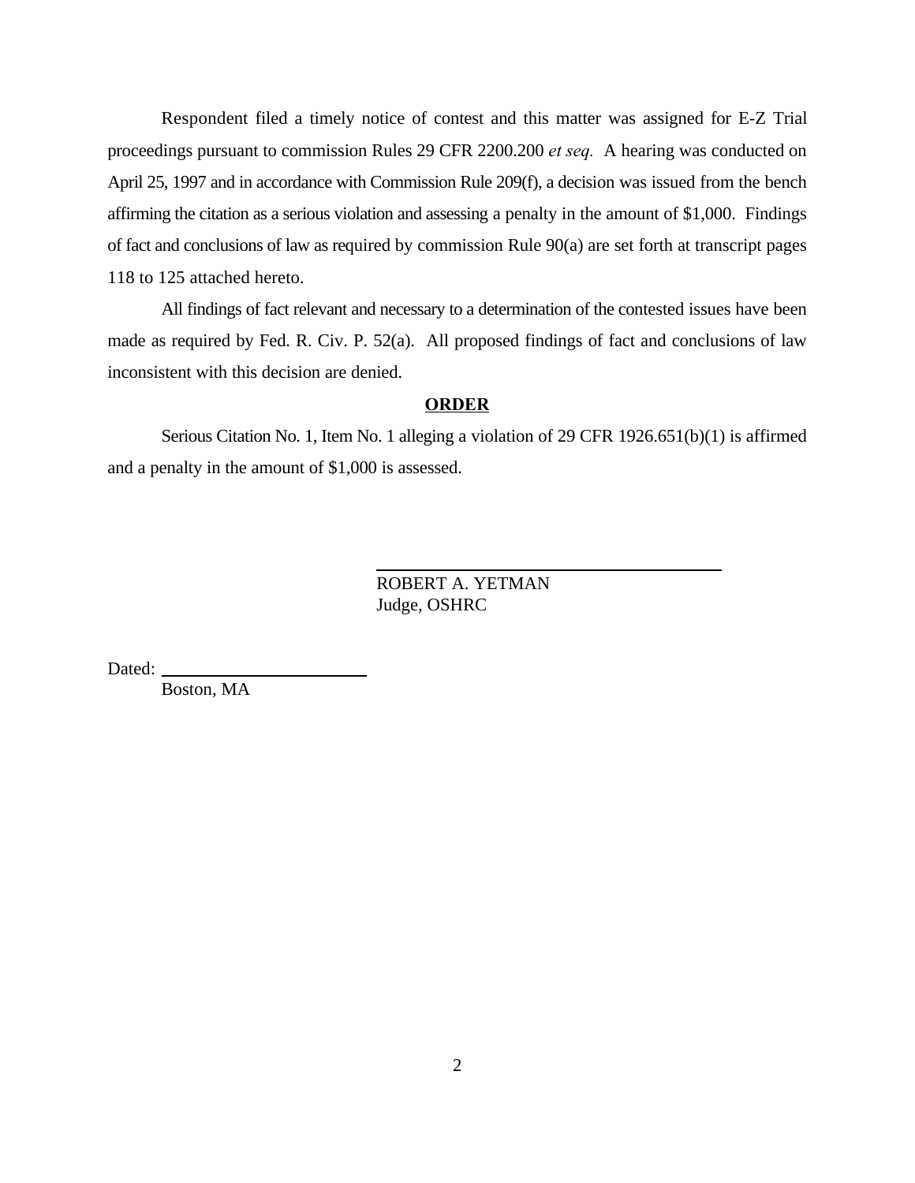Respondent filed a timely notice of contest and this matter was assigned for E-Z Trial proceedings pursuant to commission Rules 29 CFR 2200.200 *et seq.* A hearing was conducted on April 25, 1997 and in accordance with Commission Rule 209(f), a decision was issued from the bench affirming the citation as a serious violation and assessing a penalty in the amount of $1,000. Findings of fact and conclusions of law as required by commission Rule 90(a) are set forth at transcript pages 118 to 125 attached hereto.

All findings of fact relevant and necessary to a determination of the contested issues have been made as required by Fed. R. Civ. P. 52(a). All proposed findings of fact and conclusions of law inconsistent with this decision are denied.

**ORDER**

Serious Citation No. 1, Item No. 1 alleging a violation of 29 CFR 1926.651(b)(1) is affirmed and a penalty in the amount of $1,000 is assessed.

ROBERT A. YETMAN
Judge, OSHRC

Dated: 
Boston, MA